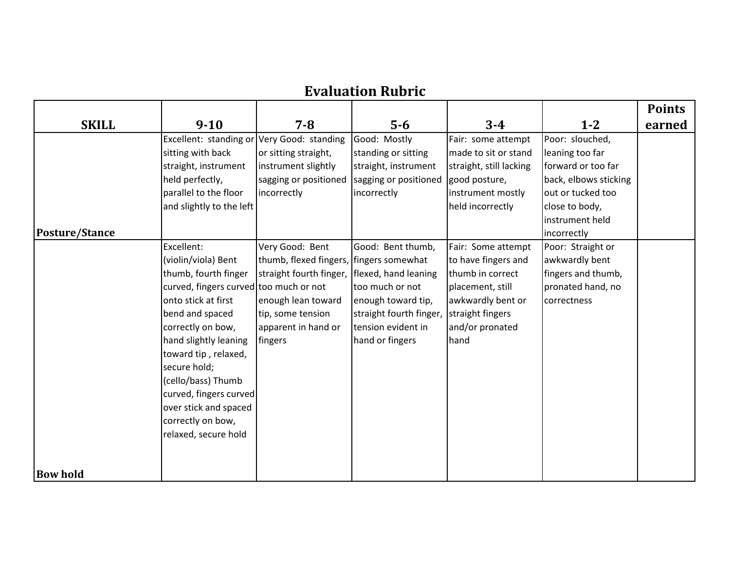# Evaluation Rubric

| SKILL | 9-10 | 7-8 | 5-6 | 3-4 | 1-2 | Points earned |
|---|---|---|---|---|---|---|
| **Posture/Stance** | Excellent: standing or sitting with back straight, instrument held perfectly, parallel to the floor and slightly to the left | Very Good: standing or sitting straight, instrument slightly sagging or positioned incorrectly | Good: Mostly standing or sitting straight, instrument sagging or positioned incorrectly | Fair: some attempt made to sit or stand straight, still lacking good posture, instrument mostly held incorrectly | Poor: slouched, leaning too far forward or too far back, elbows sticking out or tucked too close to body, instrument held incorrectly | |
| **Bow hold** | Excellent: (violin/viola) Bent thumb, fourth finger curved, fingers curved onto stick at first bend and spaced correctly on bow, hand slightly leaning toward tip , relaxed, secure hold; (cello/bass) Thumb curved, fingers curved over stick and spaced correctly on bow, relaxed, secure hold | Very Good: Bent thumb, flexed fingers, straight fourth finger, too much or not enough lean toward tip, some tension apparent in hand or fingers | Good: Bent thumb, fingers somewhat flexed, hand leaning too much or not enough toward tip, straight fourth finger, tension evident in hand or fingers | Fair: Some attempt to have fingers and thumb in correct placement, still awkwardly bent or straight fingers and/or pronated hand | Poor: Straight or awkwardly bent fingers and thumb, pronated hand, no correctness | |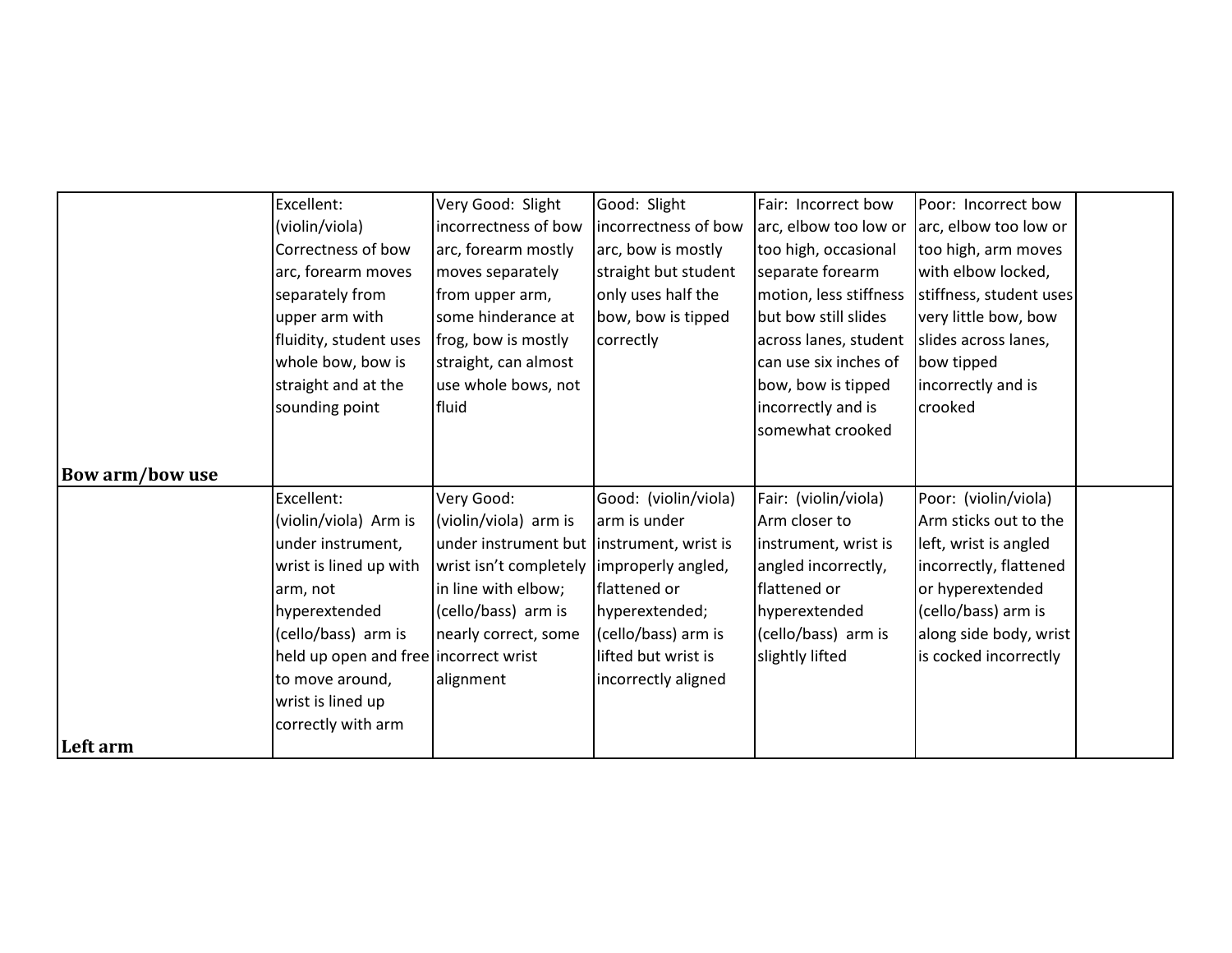| | | | | | | |
|---|---|---|---|---|---|---|
| **Bow arm/bow use** | Excellent: (violin/viola) Correctness of bow arc, forearm moves separately from upper arm with fluidity, student uses whole bow, bow is straight and at the sounding point | Very Good: Slight incorrectness of bow arc, forearm mostly moves separately from upper arm, some hinderance at frog, bow is mostly straight, can almost use whole bows, not fluid | Good: Slight incorrectness of bow arc, bow is mostly straight but student only uses half the bow, bow is tipped correctly | Fair: Incorrect bow arc, elbow too low or too high, occasional separate forearm motion, less stiffness but bow still slides across lanes, student can use six inches of bow, bow is tipped incorrectly and is somewhat crooked | Poor: Incorrect bow arc, elbow too low or too high, arm moves with elbow locked, stiffness, student uses very little bow, bow slides across lanes, bow tipped incorrectly and is crooked | |
| **Left arm** | Excellent: (violin/viola) Arm is under instrument, wrist is lined up with arm, not hyperextended (cello/bass) arm is held up open and free to move around, wrist is lined up correctly with arm | Very Good: (violin/viola) arm is under instrument but wrist isn't completely in line with elbow; (cello/bass) arm is nearly correct, some incorrect wrist alignment | Good: (violin/viola) arm is under instrument, wrist is improperly angled, flattened or hyperextended; (cello/bass) arm is lifted but wrist is incorrectly aligned | Fair: (violin/viola) Arm closer to instrument, wrist is angled incorrectly, flattened or hyperextended (cello/bass) arm is slightly lifted | Poor: (violin/viola) Arm sticks out to the left, wrist is angled incorrectly, flattened or hyperextended (cello/bass) arm is along side body, wrist is cocked incorrectly | |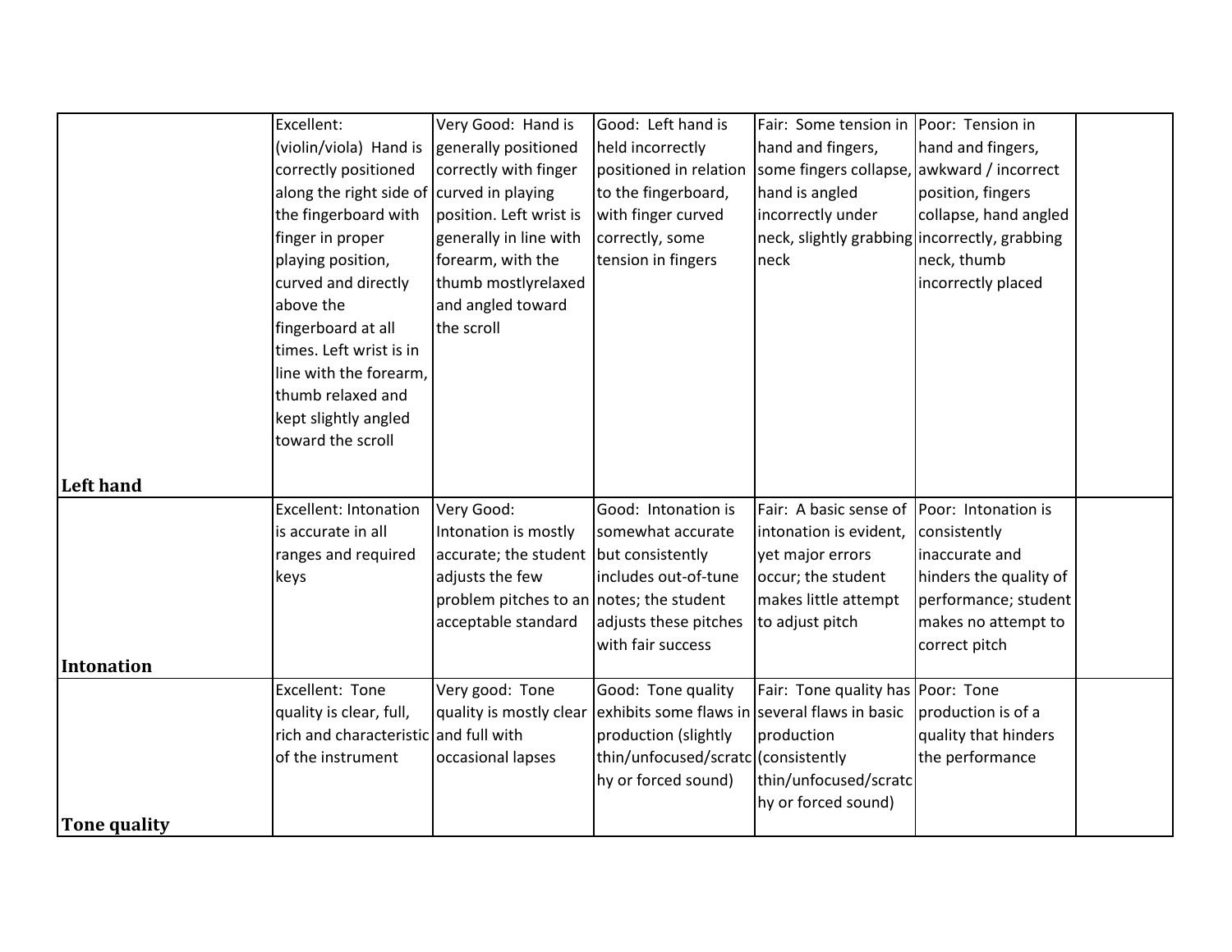| | | | | | | |
|---|---|---|---|---|---|---|
| **Left hand** | Excellent: (violin/viola) Hand is correctly positioned along the right side of the fingerboard with finger in proper playing position, curved and directly above the fingerboard at all times. Left wrist is in line with the forearm, thumb relaxed and kept slightly angled toward the scroll | Very Good: Hand is generally positioned correctly with finger curved in playing position. Left wrist is generally in line with forearm, with the thumb mostlyrelaxed and angled toward the scroll | Good: Left hand is held incorrectly positioned in relation to the fingerboard, with finger curved correctly, some tension in fingers | Fair: Some tension in hand and fingers, some fingers collapse, hand is angled incorrectly under neck, slightly grabbing neck | Poor: Tension in hand and fingers, awkward / incorrect position, fingers collapse, hand angled incorrectly, grabbing neck, thumb incorrectly placed | |
| **Intonation** | Excellent: Intonation is accurate in all ranges and required keys | Very Good: Intonation is mostly accurate; the student adjusts the few problem pitches to an acceptable standard | Good: Intonation is somewhat accurate but consistently includes out-of-tune notes; the student adjusts these pitches with fair success | Fair: A basic sense of intonation is evident, yet major errors occur; the student makes little attempt to adjust pitch | Poor: Intonation is consistently inaccurate and hinders the quality of performance; student makes no attempt to correct pitch | |
| **Tone quality** | Excellent: Tone quality is clear, full, rich and characteristic of the instrument | Very good: Tone quality is mostly clear and full with occasional lapses | Good: Tone quality exhibits some flaws in production (slightly thin/unfocused/scratchy or forced sound) | Fair: Tone quality has several flaws in basic production (consistently thin/unfocused/scratchy or forced sound) | Poor: Tone production is of a quality that hinders the performance | |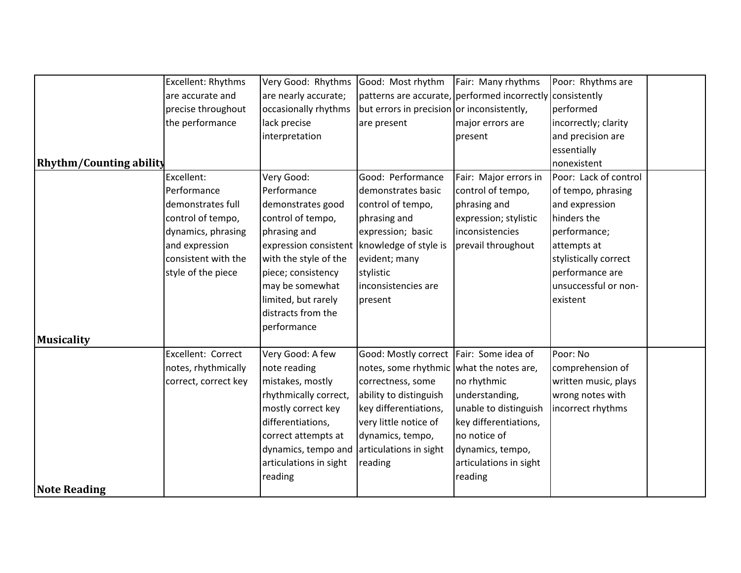| | | | | | | |
|---|---|---|---|---|---|---|
| **Rhythm/Counting ability** | Excellent: Rhythms are accurate and precise throughout the performance | Very Good: Rhythms are nearly accurate; occasionally rhythms lack precise interpretation | Good: Most rhythm patterns are accurate, but errors in precision are present | Fair: Many rhythms performed incorrectly or inconsistently, major errors are present | Poor: Rhythms are consistently performed incorrectly; clarity and precision are essentially nonexistent | |
| **Musicality** | Excellent: Performance demonstrates full control of tempo, dynamics, phrasing and expression consistent with the style of the piece | Very Good: Performance demonstrates good control of tempo, phrasing and expression consistent with the style of the piece; consistency may be somewhat limited, but rarely distracts from the performance | Good: Performance demonstrates basic control of tempo, phrasing and expression; basic knowledge of style is evident; many stylistic inconsistencies are present | Fair: Major errors in control of tempo, phrasing and expression; stylistic inconsistencies prevail throughout | Poor: Lack of control of tempo, phrasing and expression hinders the performance; attempts at stylistically correct performance are unsuccessful or non-existent | |
| **Note Reading** | Excellent: Correct notes, rhythmically correct, correct key | Very Good: A few note reading mistakes, mostly rhythmically correct, mostly correct key differentiations, correct attempts at dynamics, tempo and articulations in sight reading | Good: Mostly correct notes, some rhythmic correctness, some ability to distinguish key differentiations, very little notice of dynamics, tempo, articulations in sight reading | Fair: Some idea of what the notes are, no rhythmic understanding, unable to distinguish key differentiations, no notice of dynamics, tempo, articulations in sight reading | Poor: No comprehension of written music, plays wrong notes with incorrect rhythms | |